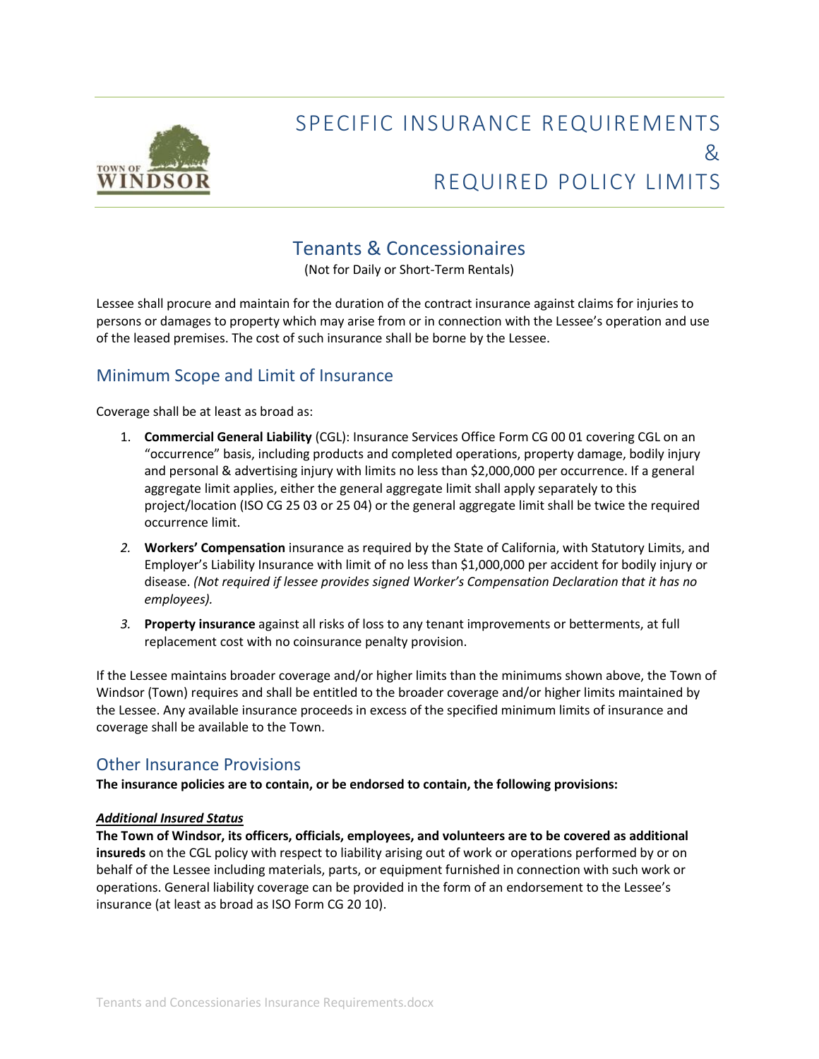# SPECIFIC INSURANCE REQUIREMENTS & REQUIRED POLICY LIMITS

## Tenants & Concessionaires

(Not for Daily or Short-Term Rentals)

Lessee shall procure and maintain for the duration of the contract insurance against claims for injuries to persons or damages to property which may arise from or in connection with the Lessee's operation and use of the leased premises. The cost of such insurance shall be borne by the Lessee.

## Minimum Scope and Limit of Insurance

Coverage shall be at least as broad as:

1. **Commercial General Liability** (CGL): Insurance Services Office Form CG 00 01 covering CGL on an "occurrence" basis, including products and completed operations, property damage, bodily injury and personal & advertising injury with limits no less than $2,000,000 per occurrence. If a general aggregate limit applies, either the general aggregate limit shall apply separately to this project/location (ISO CG 25 03 or 25 04) or the general aggregate limit shall be twice the required occurrence limit.
2. **Workers' Compensation** insurance as required by the State of California, with Statutory Limits, and Employer's Liability Insurance with limit of no less than $1,000,000 per accident for bodily injury or disease. *(Not required if lessee provides signed Worker's Compensation Declaration that it has no employees).*
3. **Property insurance** against all risks of loss to any tenant improvements or betterments, at full replacement cost with no coinsurance penalty provision.

If the Lessee maintains broader coverage and/or higher limits than the minimums shown above, the Town of Windsor (Town) requires and shall be entitled to the broader coverage and/or higher limits maintained by the Lessee. Any available insurance proceeds in excess of the specified minimum limits of insurance and coverage shall be available to the Town.

## Other Insurance Provisions

**The insurance policies are to contain, or be endorsed to contain, the following provisions:**

***Additional Insured Status***

**The Town of Windsor, its officers, officials, employees, and volunteers are to be covered as additional insureds** on the CGL policy with respect to liability arising out of work or operations performed by or on behalf of the Lessee including materials, parts, or equipment furnished in connection with such work or operations. General liability coverage can be provided in the form of an endorsement to the Lessee's insurance (at least as broad as ISO Form CG 20 10).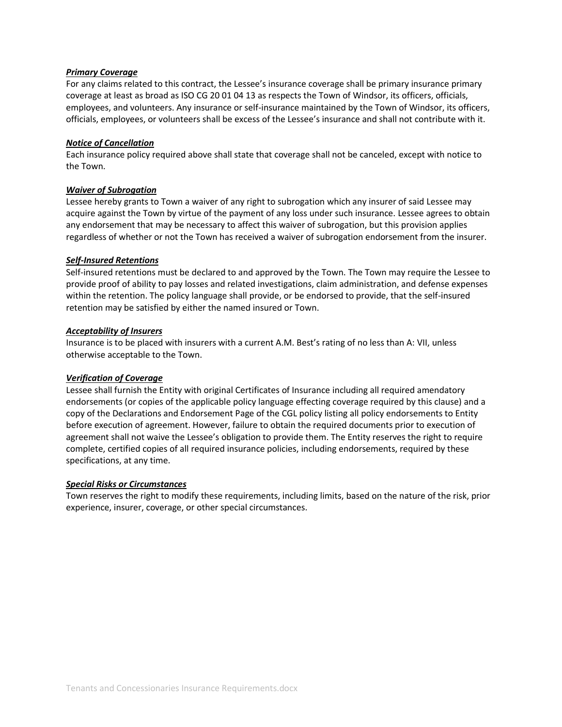***Primary Coverage***

For any claims related to this contract, the Lessee's insurance coverage shall be primary insurance primary coverage at least as broad as ISO CG 20 01 04 13 as respects the Town of Windsor, its officers, officials, employees, and volunteers. Any insurance or self-insurance maintained by the Town of Windsor, its officers, officials, employees, or volunteers shall be excess of the Lessee's insurance and shall not contribute with it.

***Notice of Cancellation***

Each insurance policy required above shall state that coverage shall not be canceled, except with notice to the Town.

***Waiver of Subrogation***

Lessee hereby grants to Town a waiver of any right to subrogation which any insurer of said Lessee may acquire against the Town by virtue of the payment of any loss under such insurance. Lessee agrees to obtain any endorsement that may be necessary to affect this waiver of subrogation, but this provision applies regardless of whether or not the Town has received a waiver of subrogation endorsement from the insurer.

***Self-Insured Retentions***

Self-insured retentions must be declared to and approved by the Town. The Town may require the Lessee to provide proof of ability to pay losses and related investigations, claim administration, and defense expenses within the retention. The policy language shall provide, or be endorsed to provide, that the self-insured retention may be satisfied by either the named insured or Town.

***Acceptability of Insurers***

Insurance is to be placed with insurers with a current A.M. Best's rating of no less than A: VII, unless otherwise acceptable to the Town.

***Verification of Coverage***

Lessee shall furnish the Entity with original Certificates of Insurance including all required amendatory endorsements (or copies of the applicable policy language effecting coverage required by this clause) and a copy of the Declarations and Endorsement Page of the CGL policy listing all policy endorsements to Entity before execution of agreement. However, failure to obtain the required documents prior to execution of agreement shall not waive the Lessee's obligation to provide them. The Entity reserves the right to require complete, certified copies of all required insurance policies, including endorsements, required by these specifications, at any time.

***Special Risks or Circumstances***

Town reserves the right to modify these requirements, including limits, based on the nature of the risk, prior experience, insurer, coverage, or other special circumstances.